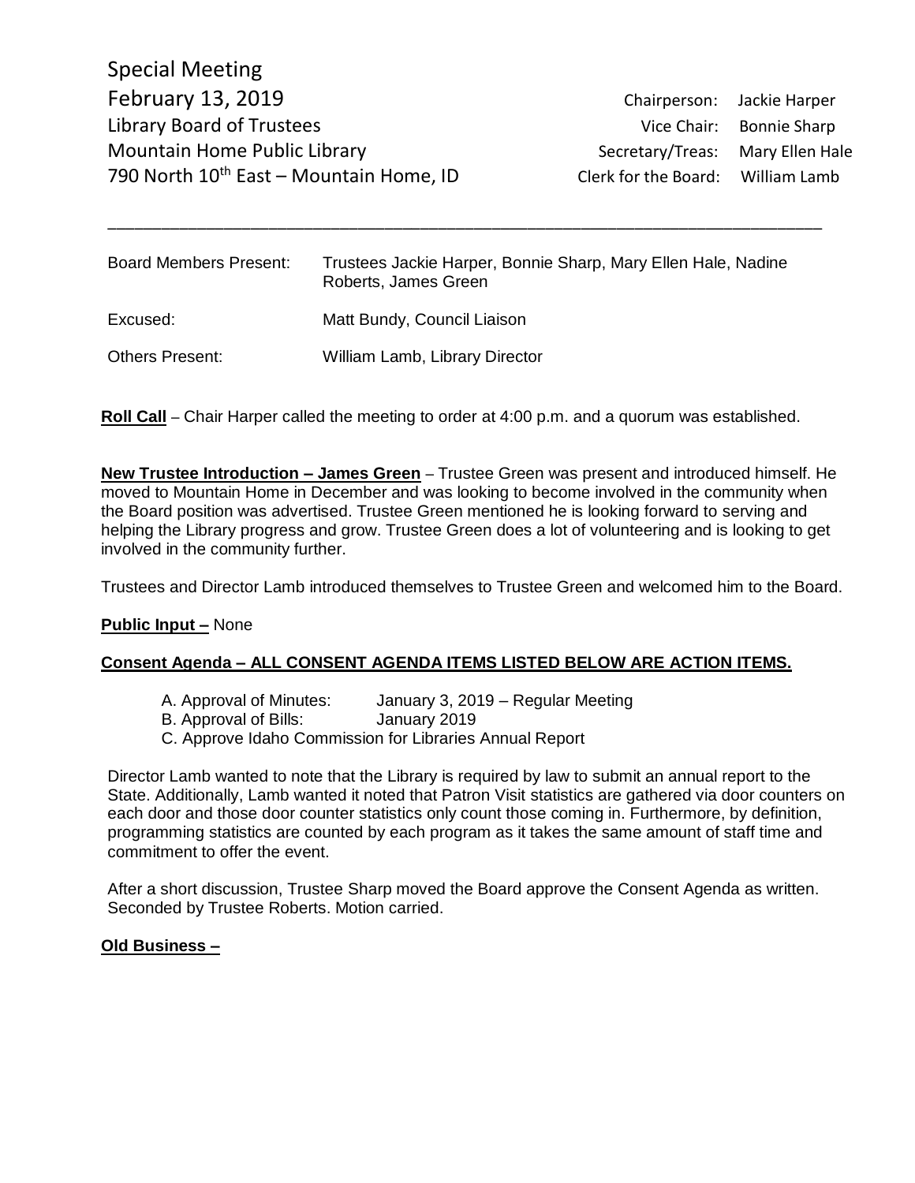Special Meeting
February 13, 2019
Library Board of Trustees
Mountain Home Public Library
790 North 10th East – Mountain Home, ID

| | |
|---|---|
| Chairperson: | Jackie Harper |
| Vice Chair: | Bonnie Sharp |
| Secretary/Treas: | Mary Ellen Hale |
| Clerk for the Board: | William Lamb |

---

| | |
|---|---|
| Board Members Present: | Trustees Jackie Harper, Bonnie Sharp, Mary Ellen Hale, Nadine Roberts, James Green |
| Excused: | Matt Bundy, Council Liaison |
| Others Present: | William Lamb, Library Director |

**Roll Call** – Chair Harper called the meeting to order at 4:00 p.m. and a quorum was established.

**New Trustee Introduction – James Green** – Trustee Green was present and introduced himself. He moved to Mountain Home in December and was looking to become involved in the community when the Board position was advertised. Trustee Green mentioned he is looking forward to serving and helping the Library progress and grow. Trustee Green does a lot of volunteering and is looking to get involved in the community further.

Trustees and Director Lamb introduced themselves to Trustee Green and welcomed him to the Board.

**Public Input –** None

**Consent Agenda – ALL CONSENT AGENDA ITEMS LISTED BELOW ARE ACTION ITEMS.**

A. Approval of Minutes: January 3, 2019 – Regular Meeting
B. Approval of Bills: January 2019
C. Approve Idaho Commission for Libraries Annual Report

Director Lamb wanted to note that the Library is required by law to submit an annual report to the State. Additionally, Lamb wanted it noted that Patron Visit statistics are gathered via door counters on each door and those door counter statistics only count those coming in. Furthermore, by definition, programming statistics are counted by each program as it takes the same amount of staff time and commitment to offer the event.

After a short discussion, Trustee Sharp moved the Board approve the Consent Agenda as written. Seconded by Trustee Roberts. Motion carried.

**Old Business –**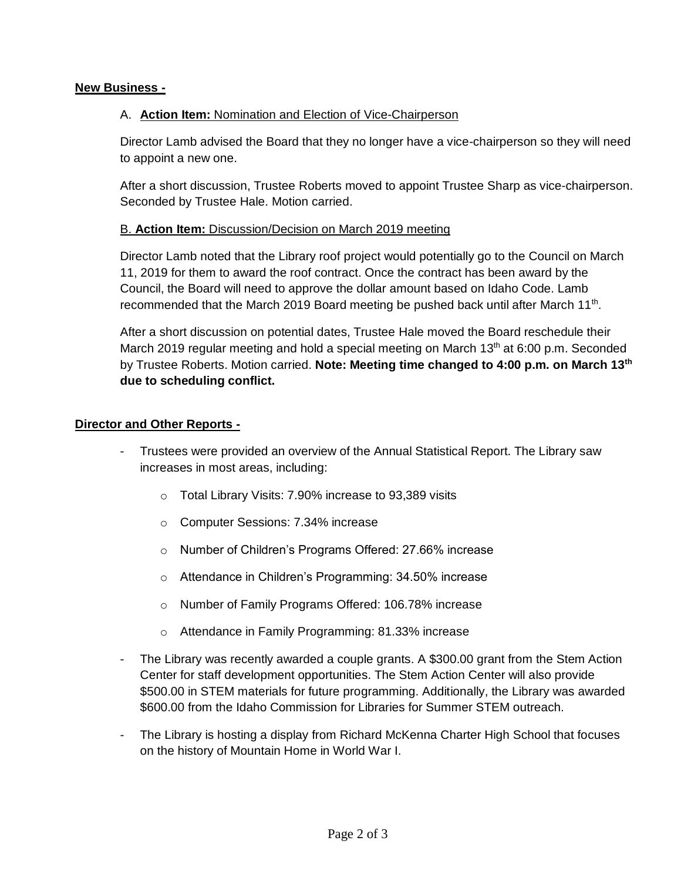**New Business -**

A. **Action Item:** Nomination and Election of Vice-Chairperson

Director Lamb advised the Board that they no longer have a vice-chairperson so they will need to appoint a new one.

After a short discussion, Trustee Roberts moved to appoint Trustee Sharp as vice-chairperson. Seconded by Trustee Hale. Motion carried.

B. **Action Item:** Discussion/Decision on March 2019 meeting

Director Lamb noted that the Library roof project would potentially go to the Council on March 11, 2019 for them to award the roof contract. Once the contract has been award by the Council, the Board will need to approve the dollar amount based on Idaho Code. Lamb recommended that the March 2019 Board meeting be pushed back until after March 11th.

After a short discussion on potential dates, Trustee Hale moved the Board reschedule their March 2019 regular meeting and hold a special meeting on March 13th at 6:00 p.m. Seconded by Trustee Roberts. Motion carried. **Note: Meeting time changed to 4:00 p.m. on March 13th due to scheduling conflict.**

**Director and Other Reports -**

- Trustees were provided an overview of the Annual Statistical Report. The Library saw increases in most areas, including:
  - Total Library Visits: 7.90% increase to 93,389 visits
  - Computer Sessions: 7.34% increase
  - Number of Children's Programs Offered: 27.66% increase
  - Attendance in Children's Programming: 34.50% increase
  - Number of Family Programs Offered: 106.78% increase
  - Attendance in Family Programming: 81.33% increase
- The Library was recently awarded a couple grants. A $300.00 grant from the Stem Action Center for staff development opportunities. The Stem Action Center will also provide $500.00 in STEM materials for future programming. Additionally, the Library was awarded $600.00 from the Idaho Commission for Libraries for Summer STEM outreach.
- The Library is hosting a display from Richard McKenna Charter High School that focuses on the history of Mountain Home in World War I.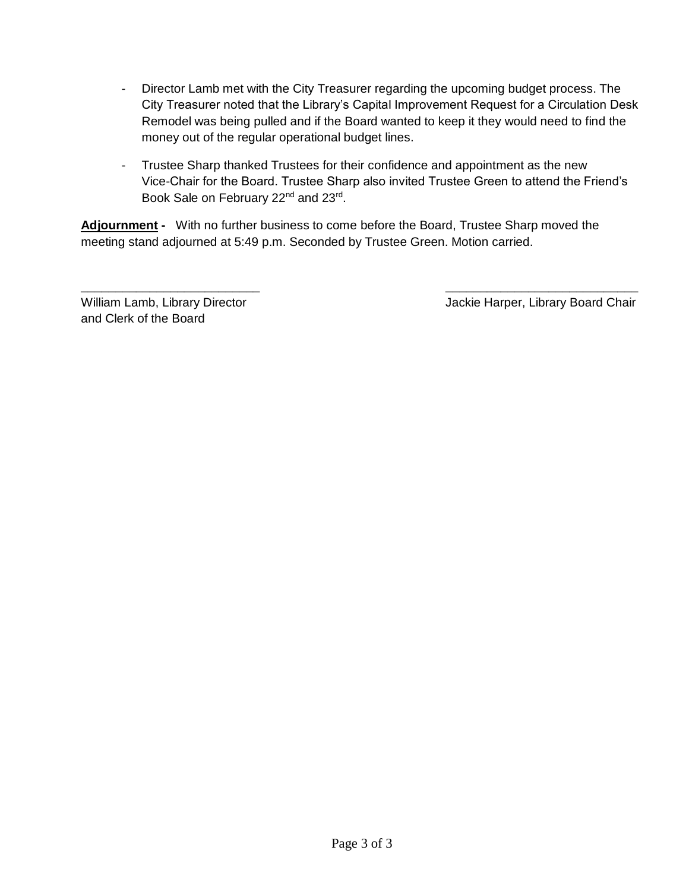- Director Lamb met with the City Treasurer regarding the upcoming budget process. The City Treasurer noted that the Library's Capital Improvement Request for a Circulation Desk Remodel was being pulled and if the Board wanted to keep it they would need to find the money out of the regular operational budget lines.
- Trustee Sharp thanked Trustees for their confidence and appointment as the new Vice-Chair for the Board. Trustee Sharp also invited Trustee Green to attend the Friend's Book Sale on February 22nd and 23rd.

**Adjournment -** With no further business to come before the Board, Trustee Sharp moved the meeting stand adjourned at 5:49 p.m. Seconded by Trustee Green. Motion carried.

| | |
|---|---|
| ___________________________ | ___________________________ |
| William Lamb, Library Director and Clerk of the Board | Jackie Harper, Library Board Chair |